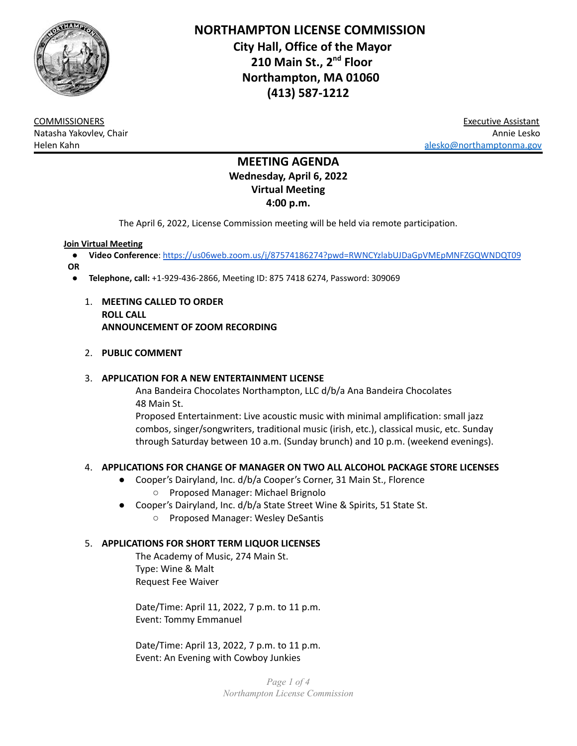# NORTHAMPTON LICENSE COMMISSION

**City Hall, Office of the Mayor**
**210 Main St., 2nd Floor**
**Northampton, MA 01060**
**(413) 587-1212**

COMMISSIONERS
Natasha Yakovlev, Chair
Helen Kahn

Executive Assistant
Annie Lesko
alesko@northamptonma.gov

## MEETING AGENDA

**Wednesday, April 6, 2022**
**Virtual Meeting**
**4:00 p.m.**

The April 6, 2022, License Commission meeting will be held via remote participation.

**Join Virtual Meeting**

- **Video Conference**: https://us06web.zoom.us/j/87574186274?pwd=RWNCYzlabUJDaGpVMEpMNFZGQWNDQT09

**OR**

- **Telephone, call:** +1-929-436-2866, Meeting ID: 875 7418 6274, Password: 309069

1. **MEETING CALLED TO ORDER**
   **ROLL CALL**
   **ANNOUNCEMENT OF ZOOM RECORDING**

2. **PUBLIC COMMENT**

3. **APPLICATION FOR A NEW ENTERTAINMENT LICENSE**
   Ana Bandeira Chocolates Northampton, LLC d/b/a Ana Bandeira Chocolates
   48 Main St.
   Proposed Entertainment: Live acoustic music with minimal amplification: small jazz combos, singer/songwriters, traditional music (irish, etc.), classical music, etc. Sunday through Saturday between 10 a.m. (Sunday brunch) and 10 p.m. (weekend evenings).

4. **APPLICATIONS FOR CHANGE OF MANAGER ON TWO ALL ALCOHOL PACKAGE STORE LICENSES**
   - Cooper's Dairyland, Inc. d/b/a Cooper's Corner, 31 Main St., Florence
     - Proposed Manager: Michael Brignolo
   - Cooper's Dairyland, Inc. d/b/a State Street Wine & Spirits, 51 State St.
     - Proposed Manager: Wesley DeSantis

5. **APPLICATIONS FOR SHORT TERM LIQUOR LICENSES**
   The Academy of Music, 274 Main St.
   Type: Wine & Malt
   Request Fee Waiver

   Date/Time: April 11, 2022, 7 p.m. to 11 p.m.
   Event: Tommy Emmanuel

   Date/Time: April 13, 2022, 7 p.m. to 11 p.m.
   Event: An Evening with Cowboy Junkies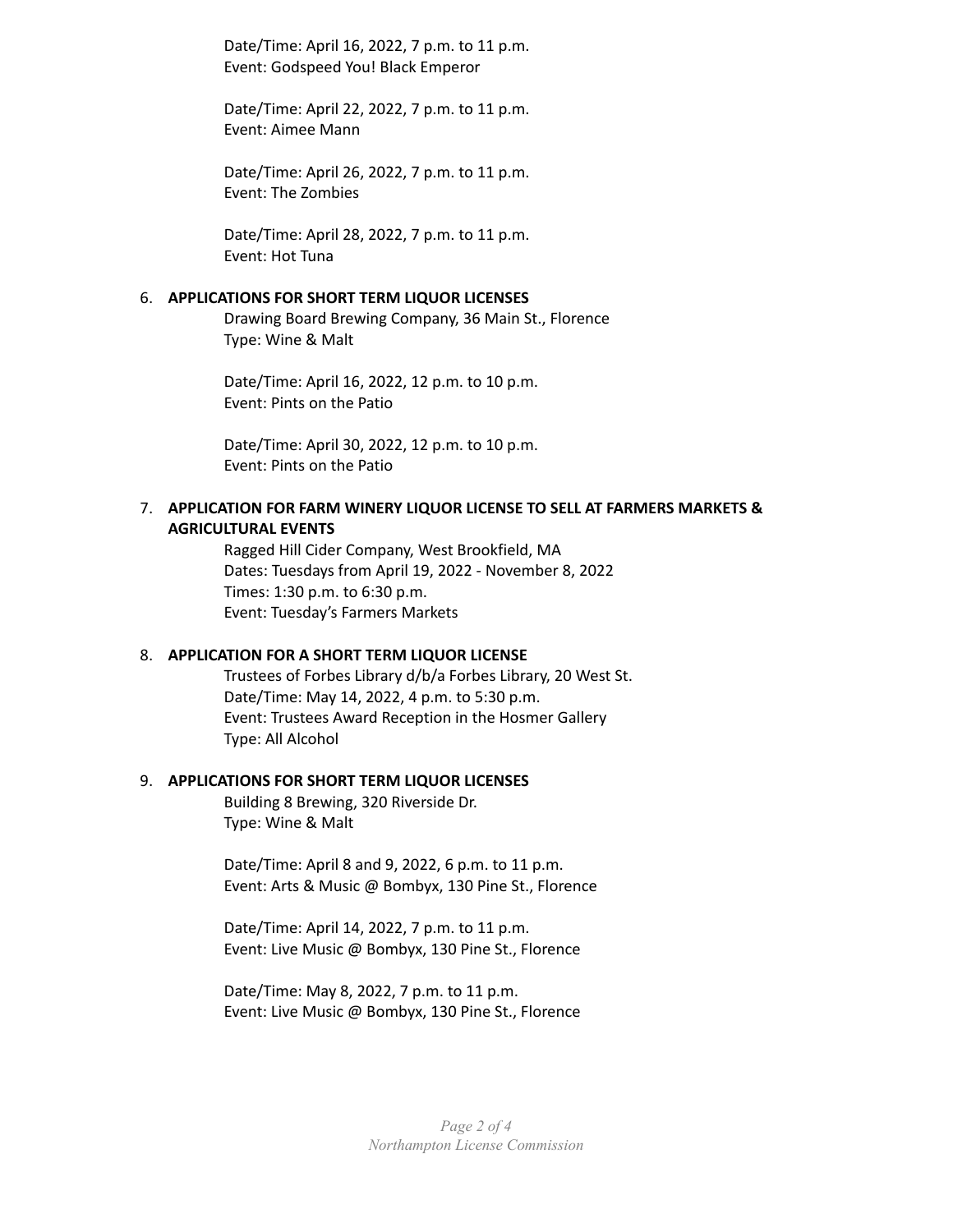Date/Time: April 16, 2022, 7 p.m. to 11 p.m.
Event: Godspeed You! Black Emperor

Date/Time: April 22, 2022, 7 p.m. to 11 p.m.
Event: Aimee Mann

Date/Time: April 26, 2022, 7 p.m. to 11 p.m.
Event: The Zombies

Date/Time: April 28, 2022, 7 p.m. to 11 p.m.
Event: Hot Tuna

6. **APPLICATIONS FOR SHORT TERM LIQUOR LICENSES**

   Drawing Board Brewing Company, 36 Main St., Florence
   Type: Wine & Malt

   Date/Time: April 16, 2022, 12 p.m. to 10 p.m.
   Event: Pints on the Patio

   Date/Time: April 30, 2022, 12 p.m. to 10 p.m.
   Event: Pints on the Patio

7. **APPLICATION FOR FARM WINERY LIQUOR LICENSE TO SELL AT FARMERS MARKETS & AGRICULTURAL EVENTS**

   Ragged Hill Cider Company, West Brookfield, MA
   Dates: Tuesdays from April 19, 2022 - November 8, 2022
   Times: 1:30 p.m. to 6:30 p.m.
   Event: Tuesday's Farmers Markets

8. **APPLICATION FOR A SHORT TERM LIQUOR LICENSE**

   Trustees of Forbes Library d/b/a Forbes Library, 20 West St.
   Date/Time: May 14, 2022, 4 p.m. to 5:30 p.m.
   Event: Trustees Award Reception in the Hosmer Gallery
   Type: All Alcohol

9. **APPLICATIONS FOR SHORT TERM LIQUOR LICENSES**

   Building 8 Brewing, 320 Riverside Dr.
   Type: Wine & Malt

   Date/Time: April 8 and 9, 2022, 6 p.m. to 11 p.m.
   Event: Arts & Music @ Bombyx, 130 Pine St., Florence

   Date/Time: April 14, 2022, 7 p.m. to 11 p.m.
   Event: Live Music @ Bombyx, 130 Pine St., Florence

   Date/Time: May 8, 2022, 7 p.m. to 11 p.m.
   Event: Live Music @ Bombyx, 130 Pine St., Florence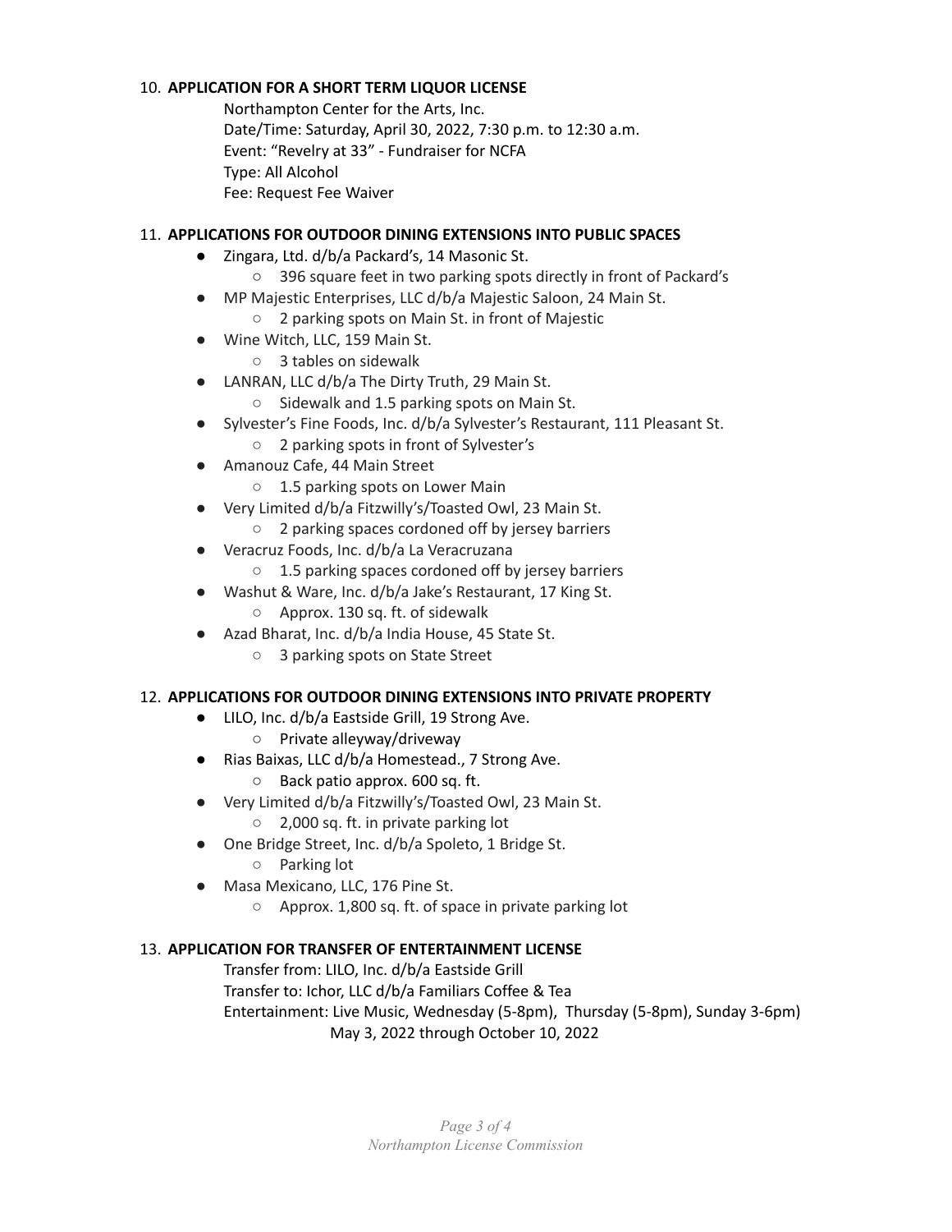10. **APPLICATION FOR A SHORT TERM LIQUOR LICENSE**

    Northampton Center for the Arts, Inc.
    Date/Time: Saturday, April 30, 2022, 7:30 p.m. to 12:30 a.m.
    Event: "Revelry at 33" - Fundraiser for NCFA
    Type: All Alcohol
    Fee: Request Fee Waiver

11. **APPLICATIONS FOR OUTDOOR DINING EXTENSIONS INTO PUBLIC SPACES**

    - Zingara, Ltd. d/b/a Packard's, 14 Masonic St.
      - 396 square feet in two parking spots directly in front of Packard's
    - MP Majestic Enterprises, LLC d/b/a Majestic Saloon, 24 Main St.
      - 2 parking spots on Main St. in front of Majestic
    - Wine Witch, LLC, 159 Main St.
      - 3 tables on sidewalk
    - LANRAN, LLC d/b/a The Dirty Truth, 29 Main St.
      - Sidewalk and 1.5 parking spots on Main St.
    - Sylvester's Fine Foods, Inc. d/b/a Sylvester's Restaurant, 111 Pleasant St.
      - 2 parking spots in front of Sylvester's
    - Amanouz Cafe, 44 Main Street
      - 1.5 parking spots on Lower Main
    - Very Limited d/b/a Fitzwilly's/Toasted Owl, 23 Main St.
      - 2 parking spaces cordoned off by jersey barriers
    - Veracruz Foods, Inc. d/b/a La Veracruzana
      - 1.5 parking spaces cordoned off by jersey barriers
    - Washut & Ware, Inc. d/b/a Jake's Restaurant, 17 King St.
      - Approx. 130 sq. ft. of sidewalk
    - Azad Bharat, Inc. d/b/a India House, 45 State St.
      - 3 parking spots on State Street

12. **APPLICATIONS FOR OUTDOOR DINING EXTENSIONS INTO PRIVATE PROPERTY**

    - LILO, Inc. d/b/a Eastside Grill, 19 Strong Ave.
      - Private alleyway/driveway
    - Rias Baixas, LLC d/b/a Homestead., 7 Strong Ave.
      - Back patio approx. 600 sq. ft.
    - Very Limited d/b/a Fitzwilly's/Toasted Owl, 23 Main St.
      - 2,000 sq. ft. in private parking lot
    - One Bridge Street, Inc. d/b/a Spoleto, 1 Bridge St.
      - Parking lot
    - Masa Mexicano, LLC, 176 Pine St.
      - Approx. 1,800 sq. ft. of space in private parking lot

13. **APPLICATION FOR TRANSFER OF ENTERTAINMENT LICENSE**

    Transfer from: LILO, Inc. d/b/a Eastside Grill
    Transfer to: Ichor, LLC d/b/a Familiars Coffee & Tea
    Entertainment: Live Music, Wednesday (5-8pm), Thursday (5-8pm), Sunday 3-6pm)
    May 3, 2022 through October 10, 2022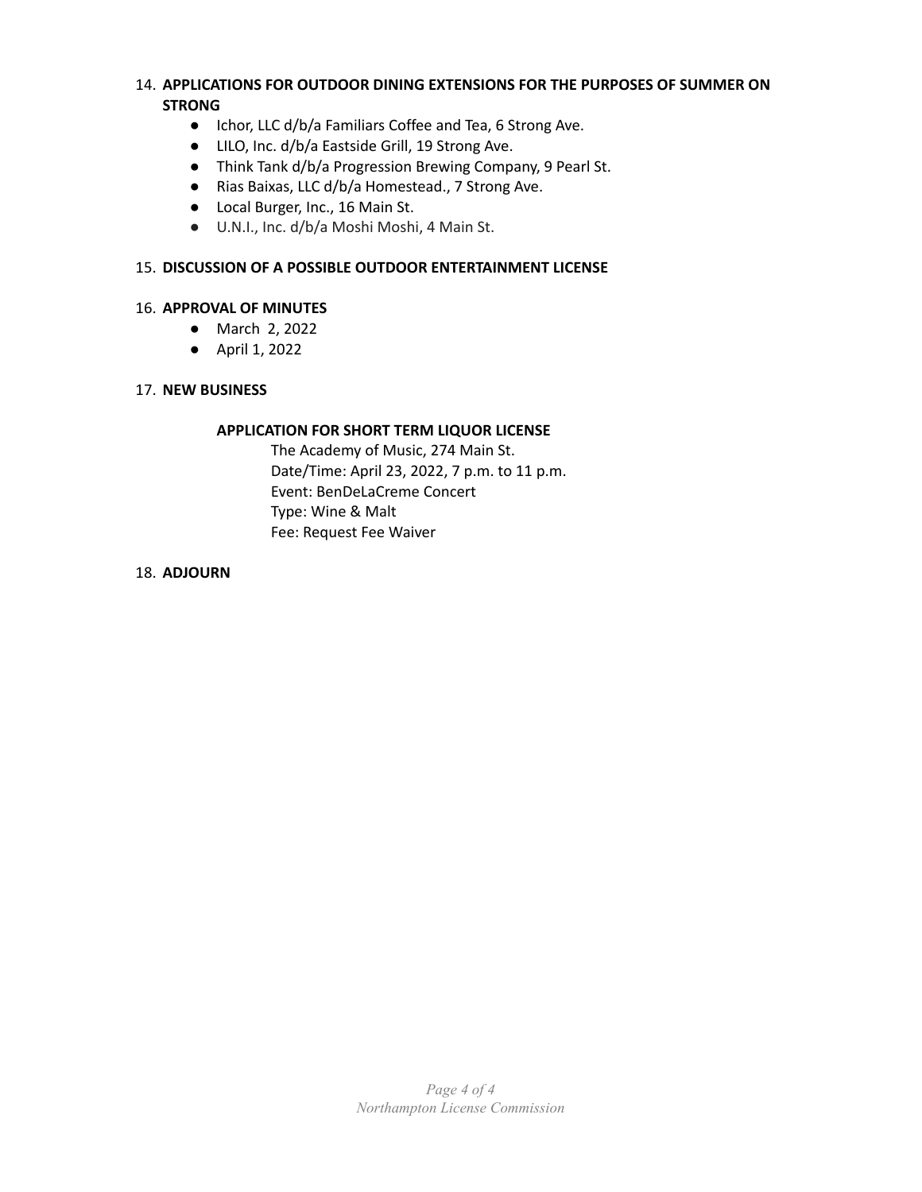14. **APPLICATIONS FOR OUTDOOR DINING EXTENSIONS FOR THE PURPOSES OF SUMMER ON STRONG**
    - Ichor, LLC d/b/a Familiars Coffee and Tea, 6 Strong Ave.
    - LILO, Inc. d/b/a Eastside Grill, 19 Strong Ave.
    - Think Tank d/b/a Progression Brewing Company, 9 Pearl St.
    - Rias Baixas, LLC d/b/a Homestead., 7 Strong Ave.
    - Local Burger, Inc., 16 Main St.
    - U.N.I., Inc. d/b/a Moshi Moshi, 4 Main St.

15. **DISCUSSION OF A POSSIBLE OUTDOOR ENTERTAINMENT LICENSE**

16. **APPROVAL OF MINUTES**
    - March 2, 2022
    - April 1, 2022

17. **NEW BUSINESS**

    **APPLICATION FOR SHORT TERM LIQUOR LICENSE**

    The Academy of Music, 274 Main St.
    Date/Time: April 23, 2022, 7 p.m. to 11 p.m.
    Event: BenDeLaCreme Concert
    Type: Wine & Malt
    Fee: Request Fee Waiver

18. **ADJOURN**